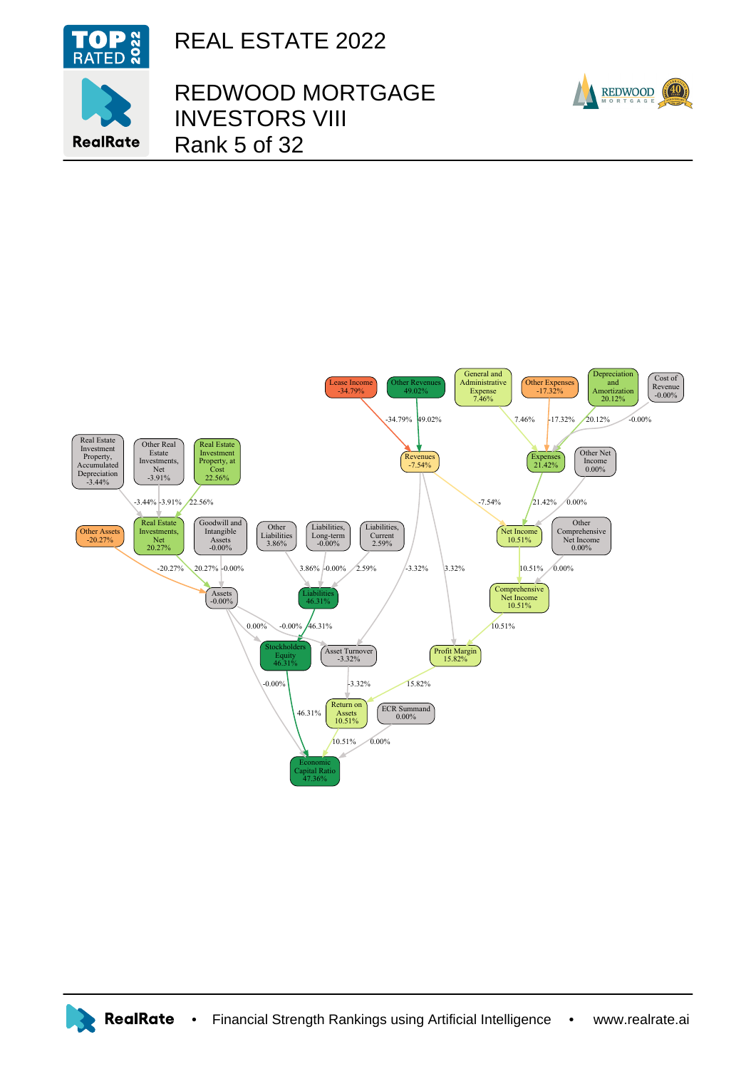# REAL ESTATE 2022

## REDWOOD MORTGAGE INVESTORS VIII

## Rank 5 of 32

Lease Income -34.79%

Other Revenues 49.02%

General and Administrative Expense 7.46%

Other Expenses -17.32%

Depreciation and Amortization 20.12%

Cost of Revenue -0.00%

Revenues -7.54%

Expenses 21.42%

Other Net Income 0.00%

Real Estate Investment Property, Accumulated Depreciation -3.44%

Other Real Estate Investments, Net -3.91%

Real Estate Investment Property, at Cost 22.56%

Net Income 10.51%

Other Comprehensive Net Income 0.00%

Other Assets -20.27%

Real Estate Investments, Net 20.27%

Goodwill and Intangible Assets -0.00%

Other Liabilities 3.86%

Liabilities, Long-term -0.00%

Liabilities, Current 2.59%

Comprehensive Net Income 10.51%

Assets -0.00%

Liabilities 46.31%

Stockholders Equity 46.31%

Asset Turnover -3.32%

Profit Margin 15.82%

Return on Assets 10.51%

ECR Summand 0.00%

Economic Capital Ratio 47.36%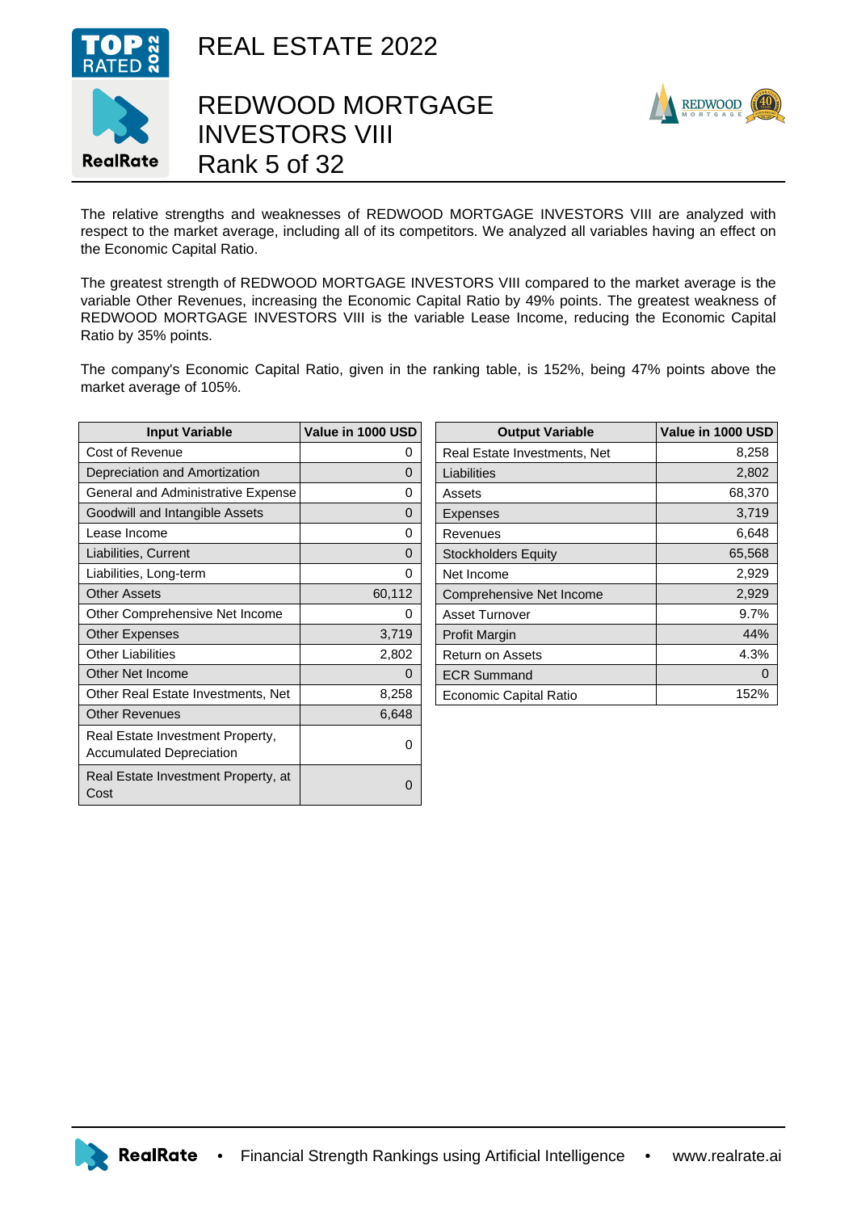# REAL ESTATE 2022

# REDWOOD MORTGAGE INVESTORS VIII
## Rank 5 of 32

The relative strengths and weaknesses of REDWOOD MORTGAGE INVESTORS VIII are analyzed with respect to the market average, including all of its competitors. We analyzed all variables having an effect on the Economic Capital Ratio.

The greatest strength of REDWOOD MORTGAGE INVESTORS VIII compared to the market average is the variable Other Revenues, increasing the Economic Capital Ratio by 49% points. The greatest weakness of REDWOOD MORTGAGE INVESTORS VIII is the variable Lease Income, reducing the Economic Capital Ratio by 35% points.

The company's Economic Capital Ratio, given in the ranking table, is 152%, being 47% points above the market average of 105%.

| Input Variable | Value in 1000 USD |
|---|---|
| Cost of Revenue | 0 |
| Depreciation and Amortization | 0 |
| General and Administrative Expense | 0 |
| Goodwill and Intangible Assets | 0 |
| Lease Income | 0 |
| Liabilities, Current | 0 |
| Liabilities, Long-term | 0 |
| Other Assets | 60,112 |
| Other Comprehensive Net Income | 0 |
| Other Expenses | 3,719 |
| Other Liabilities | 2,802 |
| Other Net Income | 0 |
| Other Real Estate Investments, Net | 8,258 |
| Other Revenues | 6,648 |
| Real Estate Investment Property, Accumulated Depreciation | 0 |
| Real Estate Investment Property, at Cost | 0 |

| Output Variable | Value in 1000 USD |
|---|---|
| Real Estate Investments, Net | 8,258 |
| Liabilities | 2,802 |
| Assets | 68,370 |
| Expenses | 3,719 |
| Revenues | 6,648 |
| Stockholders Equity | 65,568 |
| Net Income | 2,929 |
| Comprehensive Net Income | 2,929 |
| Asset Turnover | 9.7% |
| Profit Margin | 44% |
| Return on Assets | 4.3% |
| ECR Summand | 0 |
| Economic Capital Ratio | 152% |